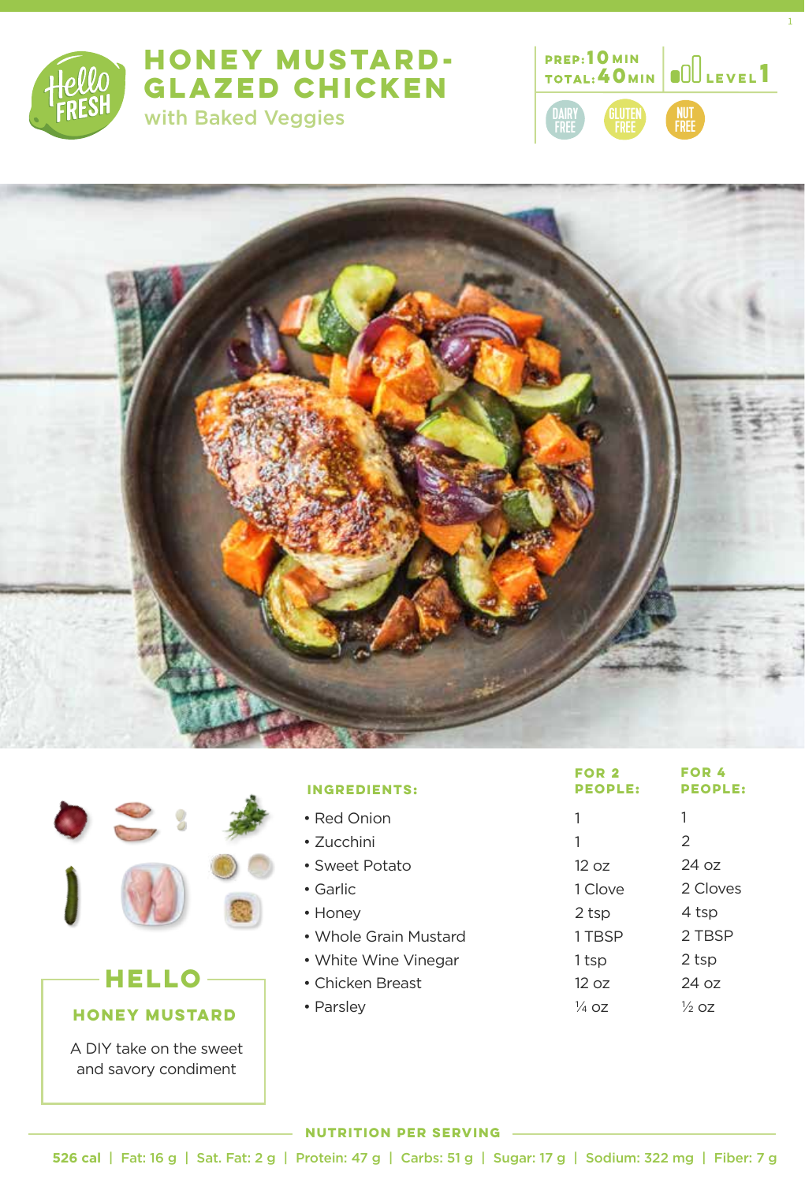# HONEY MUSTARD-GLAZED CHICKEN

## with Baked Veggies

PREP: 10 MIN
TOTAL: 40 MIN
LEVEL 1

DAIRY FREE | GLUTEN FREE | NUT FREE

| INGREDIENTS: | FOR 2 PEOPLE: | FOR 4 PEOPLE: |
|---|---|---|
| • Red Onion | 1 | 1 |
| • Zucchini | 1 | 2 |
| • Sweet Potato | 12 oz | 24 oz |
| • Garlic | 1 Clove | 2 Cloves |
| • Honey | 2 tsp | 4 tsp |
| • Whole Grain Mustard | 1 TBSP | 2 TBSP |
| • White Wine Vinegar | 1 tsp | 2 tsp |
| • Chicken Breast | 12 oz | 24 oz |
| • Parsley | ¼ oz | ½ oz |

### HELLO

**HONEY MUSTARD**

A DIY take on the sweet and savory condiment

### NUTRITION PER SERVING

526 cal | Fat: 16 g | Sat. Fat: 2 g | Protein: 47 g | Carbs: 51 g | Sugar: 17 g | Sodium: 322 mg | Fiber: 7 g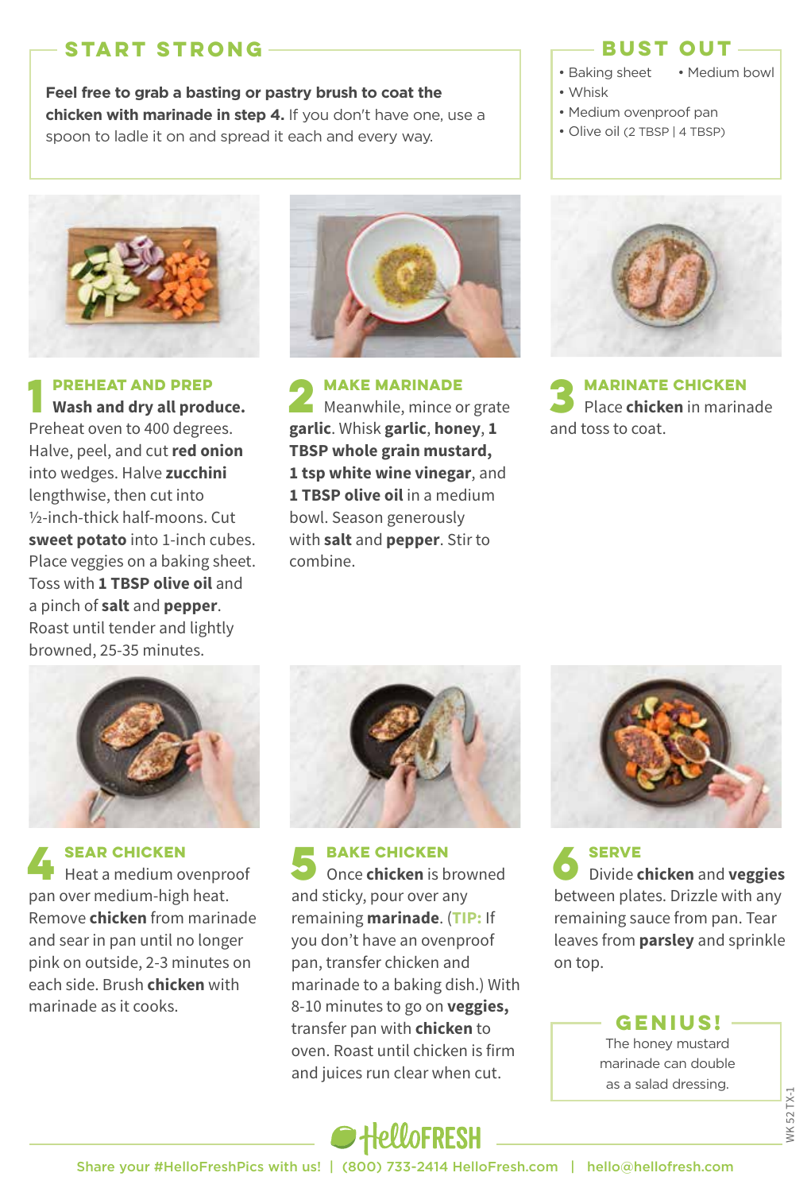## START STRONG

**Feel free to grab a basting or pastry brush to coat the chicken with marinade in step 4.** If you don't have one, use a spoon to ladle it on and spread it each and every way.

## BUST OUT

- Baking sheet
- Medium bowl
- Whisk
- Medium ovenproof pan
- Olive oil (2 TBSP | 4 TBSP)

### 1 PREHEAT AND PREP

**Wash and dry all produce.** Preheat oven to 400 degrees. Halve, peel, and cut **red onion** into wedges. Halve **zucchini** lengthwise, then cut into ½-inch-thick half-moons. Cut **sweet potato** into 1-inch cubes. Place veggies on a baking sheet. Toss with **1 TBSP olive oil** and a pinch of **salt** and **pepper**. Roast until tender and lightly browned, 25-35 minutes.

### 2 MAKE MARINADE

Meanwhile, mince or grate **garlic**. Whisk **garlic**, **honey**, **1 TBSP whole grain mustard, 1 tsp white wine vinegar**, and **1 TBSP olive oil** in a medium bowl. Season generously with **salt** and **pepper**. Stir to combine.

### 3 MARINATE CHICKEN

Place **chicken** in marinade and toss to coat.

### 4 SEAR CHICKEN

Heat a medium ovenproof pan over medium-high heat. Remove **chicken** from marinade and sear in pan until no longer pink on outside, 2-3 minutes on each side. Brush **chicken** with marinade as it cooks.

### 5 BAKE CHICKEN

Once **chicken** is browned and sticky, pour over any remaining **marinade**. (**TIP:** If you don't have an ovenproof pan, transfer chicken and marinade to a baking dish.) With 8-10 minutes to go on **veggies,** transfer pan with **chicken** to oven. Roast until chicken is firm and juices run clear when cut.

### 6 SERVE

Divide **chicken** and **veggies** between plates. Drizzle with any remaining sauce from pan. Tear leaves from **parsley** and sprinkle on top.

## GENIUS!

The honey mustard marinade can double as a salad dressing.

WK 52 TX-1

HelloFRESH

Share your #HelloFreshPics with us! | (800) 733-2414 HelloFresh.com | hello@hellofresh.com